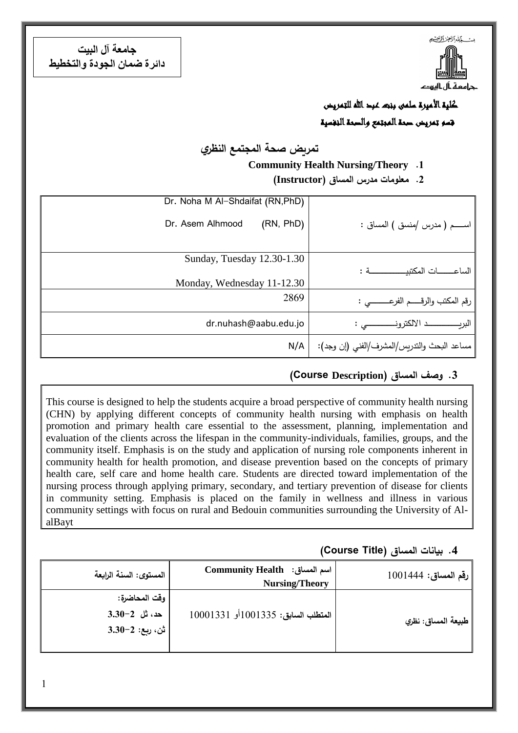**جامعة آل البيت**
**دائرة ضمان الجودة والتخطيط**

بسم الله الرحمن الرحيم

جامعة آل البيت

**كلية الأميرة سلمى بنت عبد الله للتمريض**

**قسم تمريض صحة المجتمع والصحة النفسية**

# تمريض صحة المجتمع النظري

**1. Community Health Nursing/Theory**

**2. معلومات مدرس المساق (Instructor)**

| | |
|---|---|
| اســــم ( مدرس /منسق ) المساق : | Dr. Noha M Al-Shdaifat (RN,PhD)<br>Dr. Asem Alhmood (RN, PhD) |
| الساعـــــات المكتبيـــــــــــــة : | Sunday, Tuesday 12.30-1.30<br>Monday, Wednesday 11-12.30 |
| رقم المكتب والرقـــم الفرعـــــي : | 2869 |
| البريـــــــــــد الالكترونـــــــي : | dr.nuhash@aabu.edu.jo |
| مساعد البحث والتدريس/المشرف/الفني (إن وجد): | N/A |

**3. وصف المساق (Course Description)**

This course is designed to help the students acquire a broad perspective of community health nursing (CHN) by applying different concepts of community health nursing with emphasis on health promotion and primary health care essential to the assessment, planning, implementation and evaluation of the clients across the lifespan in the community-individuals, families, groups, and the community itself. Emphasis is on the study and application of nursing role components inherent in community health for health promotion, and disease prevention based on the concepts of primary health care, self care and home health care. Students are directed toward implementation of the nursing process through applying primary, secondary, and tertiary prevention of disease for clients in community setting. Emphasis is placed on the family in wellness and illness in various community settings with focus on rural and Bedouin communities surrounding the University of Al-alBayt

**4. بيانات المساق (Course Title)**

| | | |
|---|---|---|
| **رقم المساق:** 1001444 | **اسم المساق: Community Health Nursing/Theory** | **المستوى: السنة الرابعة** |
| **طبيعة المساق: نظري** | **المتطلب السابق:** 1001335أو 10001331 | **وقت المحاضرة:**<br>**حد، ثل 2-3.30**<br>**ثن، ربع: 2-3.30** |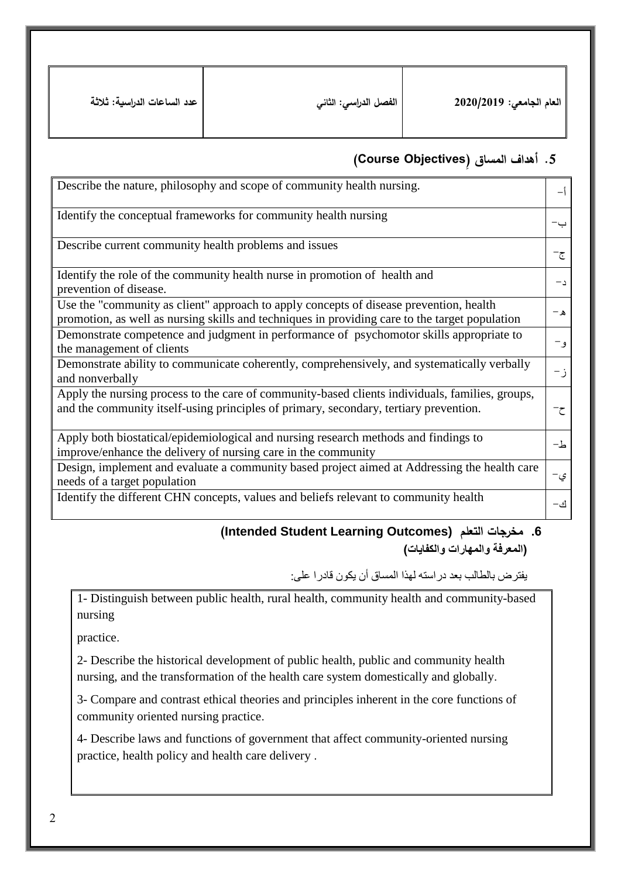| عدد الساعات الدراسية: ثلاثة | الفصل الدراسي: الثاني | العام الجامعي: 2020/2019 |
|---|---|---|

## 5. أهداف المساق (Course Objectives)

| | |
|---|---|
| Describe the nature, philosophy and scope of community health nursing. | أ- |
| Identify the conceptual frameworks for community health nursing | ب- |
| Describe current community health problems and issues | ج- |
| Identify the role of the community health nurse in promotion of health and prevention of disease. | د- |
| Use the "community as client" approach to apply concepts of disease prevention, health promotion, as well as nursing skills and techniques in providing care to the target population | هـ- |
| Demonstrate competence and judgment in performance of psychomotor skills appropriate to the management of clients | و- |
| Demonstrate ability to communicate coherently, comprehensively, and systematically verbally and nonverbally | ز- |
| Apply the nursing process to the care of community-based clients individuals, families, groups, and the community itself-using principles of primary, secondary, tertiary prevention. | ح- |
| Apply both biostatical/epidemiological and nursing research methods and findings to improve/enhance the delivery of nursing care in the community | ط- |
| Design, implement and evaluate a community based project aimed at Addressing the health care needs of a target population | ي- |
| Identify the different CHN concepts, values and beliefs relevant to community health | ك- |

## 6. مخرجات التعلم (Intended Student Learning Outcomes)
### (المعرفة والمهارات والكفايات)

يفترض بالطالب بعد دراسته لهذا المساق أن يكون قادرا على:

1- Distinguish between public health, rural health, community health and community-based nursing

practice.

2- Describe the historical development of public health, public and community health nursing, and the transformation of the health care system domestically and globally.

3- Compare and contrast ethical theories and principles inherent in the core functions of community oriented nursing practice.

4- Describe laws and functions of government that affect community-oriented nursing practice, health policy and health care delivery .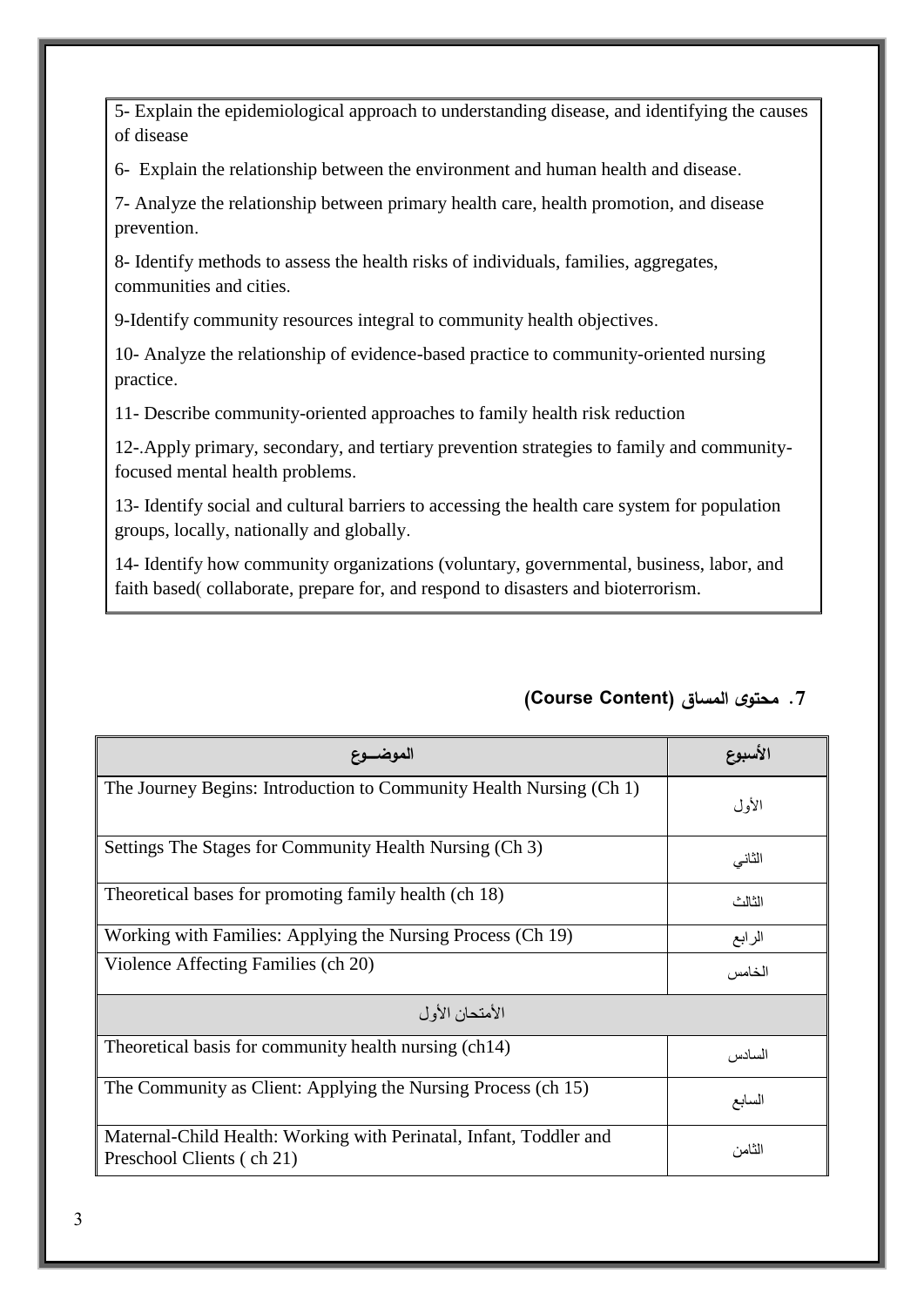5- Explain the epidemiological approach to understanding disease, and identifying the causes of disease

6- Explain the relationship between the environment and human health and disease.

7- Analyze the relationship between primary health care, health promotion, and disease prevention.

8- Identify methods to assess the health risks of individuals, families, aggregates, communities and cities.

9-Identify community resources integral to community health objectives.

10- Analyze the relationship of evidence-based practice to community-oriented nursing practice.

11- Describe community-oriented approaches to family health risk reduction

12-.Apply primary, secondary, and tertiary prevention strategies to family and community-focused mental health problems.

13- Identify social and cultural barriers to accessing the health care system for population groups, locally, nationally and globally.

14- Identify how community organizations (voluntary, governmental, business, labor, and faith based( collaborate, prepare for, and respond to disasters and bioterrorism.

### 7. محتوى المساق (Course Content)

| الموضــوع | الأسبوع |
|---|---|
| The Journey Begins: Introduction to Community Health Nursing (Ch 1) | الأول |
| Settings The Stages for Community Health Nursing (Ch 3) | الثاني |
| Theoretical bases for promoting family health (ch 18) | الثالث |
| Working with Families: Applying the Nursing Process (Ch 19) | الرابع |
| Violence Affecting Families (ch 20) | الخامس |
| الأمتحان الأول | |
| Theoretical basis for community health nursing (ch14) | السادس |
| The Community as Client: Applying the Nursing Process (ch 15) | السابع |
| Maternal-Child Health: Working with Perinatal, Infant, Toddler and Preschool Clients ( ch 21) | الثامن |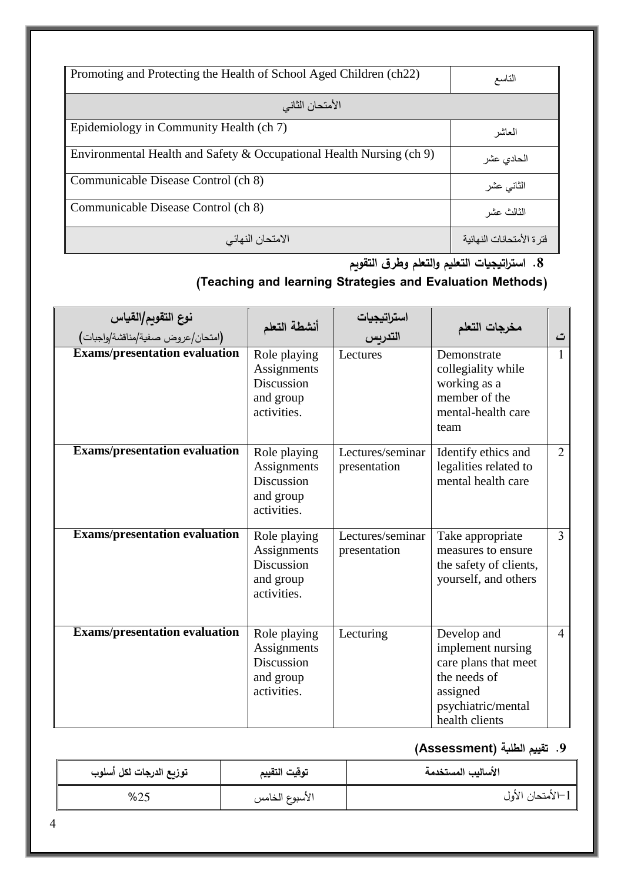| | |
|---|---|
| Promoting and Protecting the Health of School Aged Children (ch22) | التاسع |
| الأمتحان الثاني | |
| Epidemiology in Community Health (ch 7) | العاشر |
| Environmental Health and Safety & Occupational Health Nursing (ch 9) | الحادي عشر |
| Communicable Disease Control (ch 8) | الثاني عشر |
| Communicable Disease Control (ch 8) | الثالث عشر |
| الامتحان النهائي | فترة الأمتحانات النهائية |

## 8. استراتيجيات التعليم والتعلم وطرق التقويم

## (Teaching and learning Strategies and Evaluation Methods)

| ت | مخرجات التعلم | استراتيجيات التدريس | أنشطة التعلم | نوع التقويم/القياس (امتحان/عروض صفية/مناقشة/واجبات) |
|---|---|---|---|---|
| 1 | Demonstrate collegiality while working as a member of the mental-health care team | Lectures | Role playing Assignments Discussion and group activities. | **Exams/presentation evaluation** |
| 2 | Identify ethics and legalities related to mental health care | Lectures/seminar presentation | Role playing Assignments Discussion and group activities. | **Exams/presentation evaluation** |
| 3 | Take appropriate measures to ensure the safety of clients, yourself, and others | Lectures/seminar presentation | Role playing Assignments Discussion and group activities. | **Exams/presentation evaluation** |
| 4 | Develop and implement nursing care plans that meet the needs of assigned psychiatric/mental health clients | Lecturing | Role playing Assignments Discussion and group activities. | **Exams/presentation evaluation** |

## 9. تقييم الطلبة (Assessment)

| الأساليب المستخدمة | توقيت التقييم | توزيع الدرجات لكل أسلوب |
|---|---|---|
| 1-الأمتحان الأول | الأسبوع الخامس | %25 |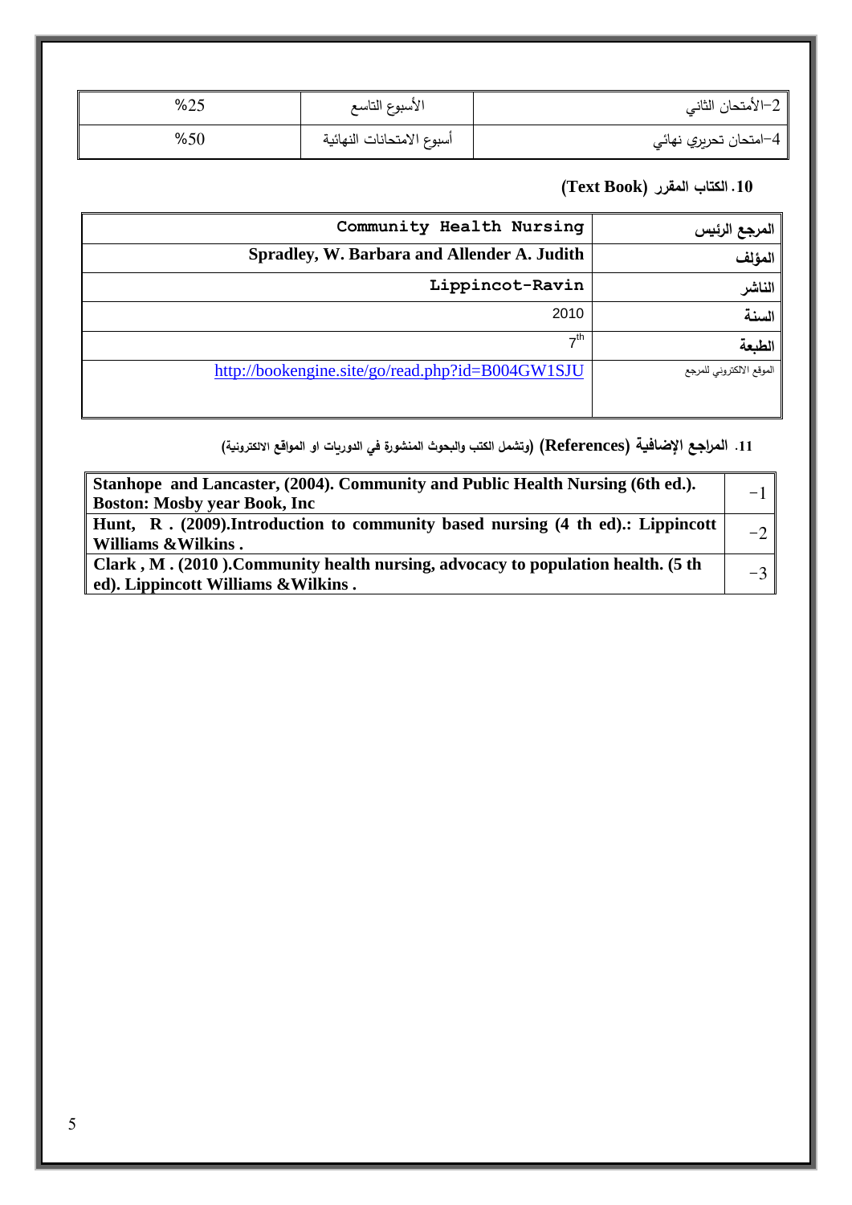| | | |
|---|---|---|
| 2-الأمتحان الثاني | الأسبوع التاسع | %25 |
| 4-امتحان تحريري نهائي | أسبوع الامتحانات النهائية | %50 |

**10. الكتاب المقرر (Text Book)**

| | |
|---|---|
| **المرجع الرئيس** | **Community Health Nursing** |
| **المؤلف** | **Spradley, W. Barbara and Allender A. Judith** |
| **الناشر** | **Lippincot-Ravin** |
| **السنة** | 2010 |
| **الطبعة** | $7^{th}$ |
| الموقع الالكتروني للمرجع | http://bookengine.site/go/read.php?id=B004GW1SJU |

**11. المراجع الإضافية (References) (وتشمل الكتب والبحوث المنشورة في الدوريات او المواقع الالكترونية)**

| | |
|---|---|
| -1 | **Stanhope and Lancaster, (2004). Community and Public Health Nursing (6th ed.). Boston: Mosby year Book, Inc** |
| -2 | **Hunt, R . (2009).Introduction to community based nursing (4 th ed).: Lippincott Williams &Wilkins .** |
| -3 | **Clark , M . (2010 ).Community health nursing, advocacy to population health. (5 th ed). Lippincott Williams &Wilkins .** |